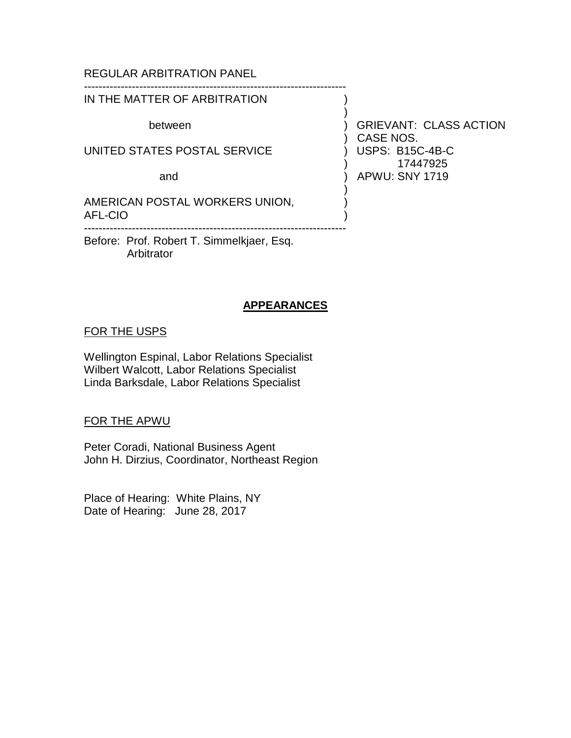REGULAR ARBITRATION PANEL

| | |
|---|---|
| IN THE MATTER OF ARBITRATION | |
| between | GRIEVANT: CLASS ACTION |
| | CASE NOS. |
| UNITED STATES POSTAL SERVICE | USPS: B15C-4B-C 17447925 |
| and | APWU: SNY 1719 |
| AMERICAN POSTAL WORKERS UNION, AFL-CIO | |

Before: Prof. Robert T. Simmelkjaer, Esq.
Arbitrator

## APPEARANCES

FOR THE USPS

Wellington Espinal, Labor Relations Specialist
Wilbert Walcott, Labor Relations Specialist
Linda Barksdale, Labor Relations Specialist

FOR THE APWU

Peter Coradi, National Business Agent
John H. Dirzius, Coordinator, Northeast Region

Place of Hearing: White Plains, NY
Date of Hearing: June 28, 2017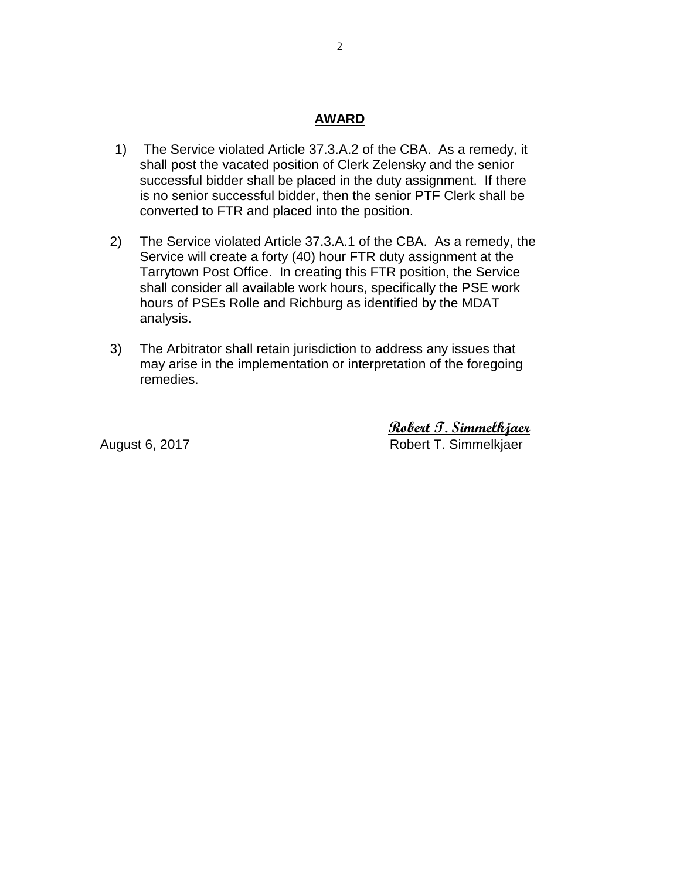## AWARD

1) The Service violated Article 37.3.A.2 of the CBA. As a remedy, it shall post the vacated position of Clerk Zelensky and the senior successful bidder shall be placed in the duty assignment. If there is no senior successful bidder, then the senior PTF Clerk shall be converted to FTR and placed into the position.

2) The Service violated Article 37.3.A.1 of the CBA. As a remedy, the Service will create a forty (40) hour FTR duty assignment at the Tarrytown Post Office. In creating this FTR position, the Service shall consider all available work hours, specifically the PSE work hours of PSEs Rolle and Richburg as identified by the MDAT analysis.

3) The Arbitrator shall retain jurisdiction to address any issues that may arise in the implementation or interpretation of the foregoing remedies.

**Robert T. Simmelkjaer**

August 6, 2017 Robert T. Simmelkjaer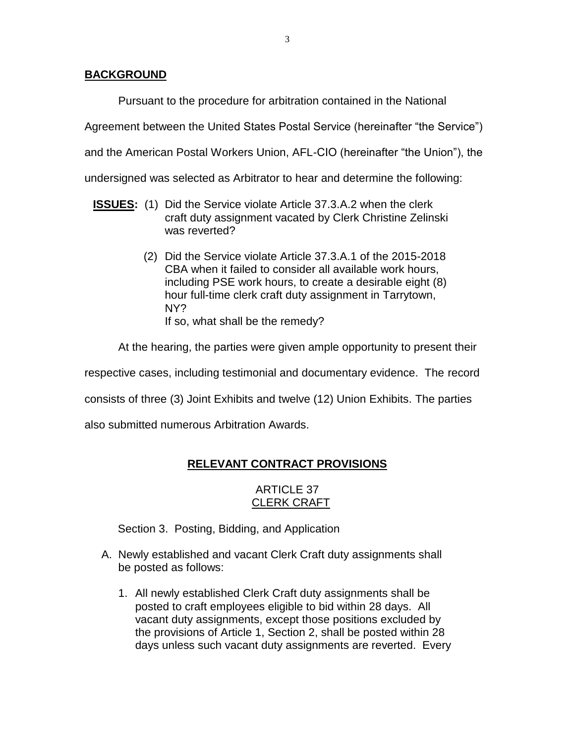## BACKGROUND

Pursuant to the procedure for arbitration contained in the National Agreement between the United States Postal Service (hereinafter "the Service") and the American Postal Workers Union, AFL-CIO (hereinafter "the Union"), the undersigned was selected as Arbitrator to hear and determine the following:

**ISSUES:** (1) Did the Service violate Article 37.3.A.2 when the clerk craft duty assignment vacated by Clerk Christine Zelinski was reverted?

(2) Did the Service violate Article 37.3.A.1 of the 2015-2018 CBA when it failed to consider all available work hours, including PSE work hours, to create a desirable eight (8) hour full-time clerk craft duty assignment in Tarrytown, NY?
If so, what shall be the remedy?

At the hearing, the parties were given ample opportunity to present their respective cases, including testimonial and documentary evidence. The record consists of three (3) Joint Exhibits and twelve (12) Union Exhibits. The parties also submitted numerous Arbitration Awards.

## RELEVANT CONTRACT PROVISIONS

### ARTICLE 37
### CLERK CRAFT

Section 3. Posting, Bidding, and Application

A. Newly established and vacant Clerk Craft duty assignments shall be posted as follows:

1. All newly established Clerk Craft duty assignments shall be posted to craft employees eligible to bid within 28 days. All vacant duty assignments, except those positions excluded by the provisions of Article 1, Section 2, shall be posted within 28 days unless such vacant duty assignments are reverted. Every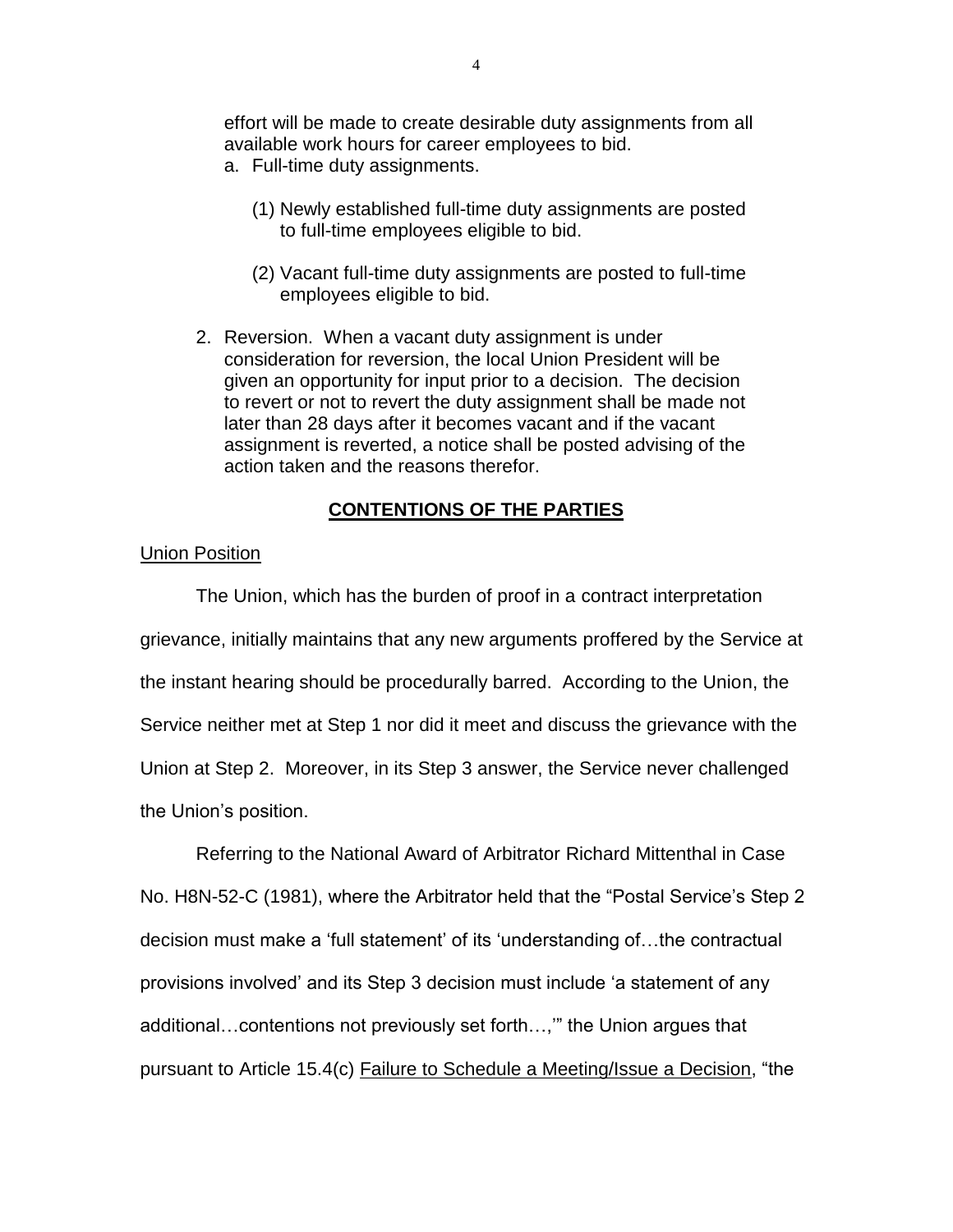effort will be made to create desirable duty assignments from all available work hours for career employees to bid.

a. Full-time duty assignments.

   (1) Newly established full-time duty assignments are posted to full-time employees eligible to bid.

   (2) Vacant full-time duty assignments are posted to full-time employees eligible to bid.

2. Reversion. When a vacant duty assignment is under consideration for reversion, the local Union President will be given an opportunity for input prior to a decision. The decision to revert or not to revert the duty assignment shall be made not later than 28 days after it becomes vacant and if the vacant assignment is reverted, a notice shall be posted advising of the action taken and the reasons therefor.

## CONTENTIONS OF THE PARTIES

Union Position

The Union, which has the burden of proof in a contract interpretation grievance, initially maintains that any new arguments proffered by the Service at the instant hearing should be procedurally barred. According to the Union, the Service neither met at Step 1 nor did it meet and discuss the grievance with the Union at Step 2. Moreover, in its Step 3 answer, the Service never challenged the Union's position.

Referring to the National Award of Arbitrator Richard Mittenthal in Case No. H8N-52-C (1981), where the Arbitrator held that the "Postal Service's Step 2 decision must make a 'full statement' of its 'understanding of…the contractual provisions involved' and its Step 3 decision must include 'a statement of any additional…contentions not previously set forth…,'" the Union argues that pursuant to Article 15.4(c) Failure to Schedule a Meeting/Issue a Decision, "the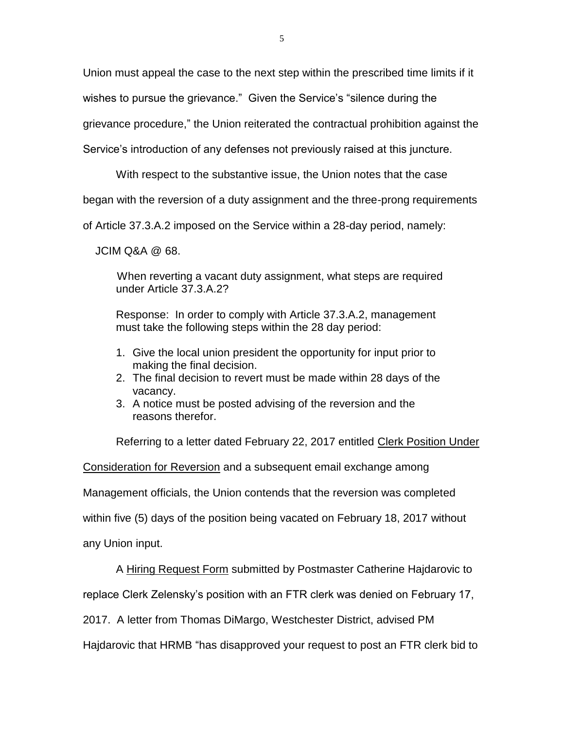Union must appeal the case to the next step within the prescribed time limits if it wishes to pursue the grievance." Given the Service's "silence during the grievance procedure," the Union reiterated the contractual prohibition against the Service's introduction of any defenses not previously raised at this juncture.

With respect to the substantive issue, the Union notes that the case began with the reversion of a duty assignment and the three-prong requirements of Article 37.3.A.2 imposed on the Service within a 28-day period, namely:

JCIM Q&A @ 68.

> When reverting a vacant duty assignment, what steps are required under Article 37.3.A.2?
>
> Response: In order to comply with Article 37.3.A.2, management must take the following steps within the 28 day period:
>
> 1. Give the local union president the opportunity for input prior to making the final decision.
> 2. The final decision to revert must be made within 28 days of the vacancy.
> 3. A notice must be posted advising of the reversion and the reasons therefor.

Referring to a letter dated February 22, 2017 entitled Clerk Position Under Consideration for Reversion and a subsequent email exchange among Management officials, the Union contends that the reversion was completed within five (5) days of the position being vacated on February 18, 2017 without any Union input.

A Hiring Request Form submitted by Postmaster Catherine Hajdarovic to replace Clerk Zelensky's position with an FTR clerk was denied on February 17, 2017. A letter from Thomas DiMargo, Westchester District, advised PM Hajdarovic that HRMB "has disapproved your request to post an FTR clerk bid to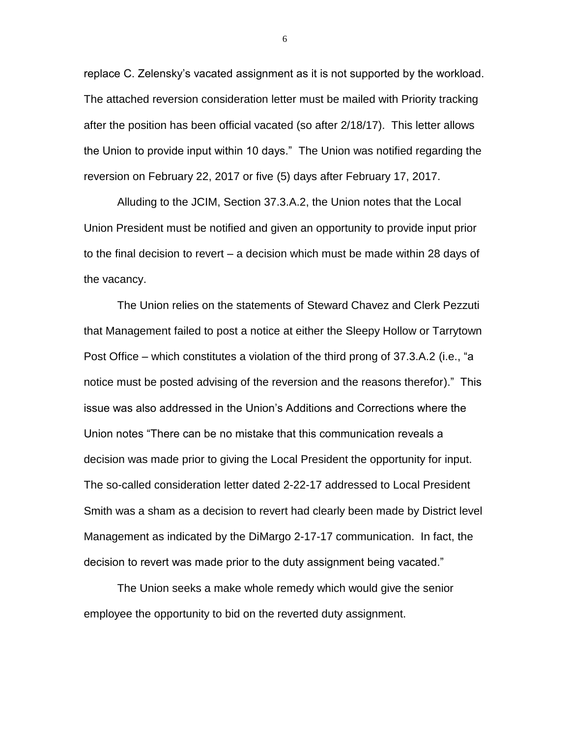replace C. Zelensky's vacated assignment as it is not supported by the workload. The attached reversion consideration letter must be mailed with Priority tracking after the position has been official vacated (so after 2/18/17). This letter allows the Union to provide input within 10 days." The Union was notified regarding the reversion on February 22, 2017 or five (5) days after February 17, 2017.

Alluding to the JCIM, Section 37.3.A.2, the Union notes that the Local Union President must be notified and given an opportunity to provide input prior to the final decision to revert – a decision which must be made within 28 days of the vacancy.

The Union relies on the statements of Steward Chavez and Clerk Pezzuti that Management failed to post a notice at either the Sleepy Hollow or Tarrytown Post Office – which constitutes a violation of the third prong of 37.3.A.2 (i.e., "a notice must be posted advising of the reversion and the reasons therefor)." This issue was also addressed in the Union's Additions and Corrections where the Union notes "There can be no mistake that this communication reveals a decision was made prior to giving the Local President the opportunity for input. The so-called consideration letter dated 2-22-17 addressed to Local President Smith was a sham as a decision to revert had clearly been made by District level Management as indicated by the DiMargo 2-17-17 communication. In fact, the decision to revert was made prior to the duty assignment being vacated."

The Union seeks a make whole remedy which would give the senior employee the opportunity to bid on the reverted duty assignment.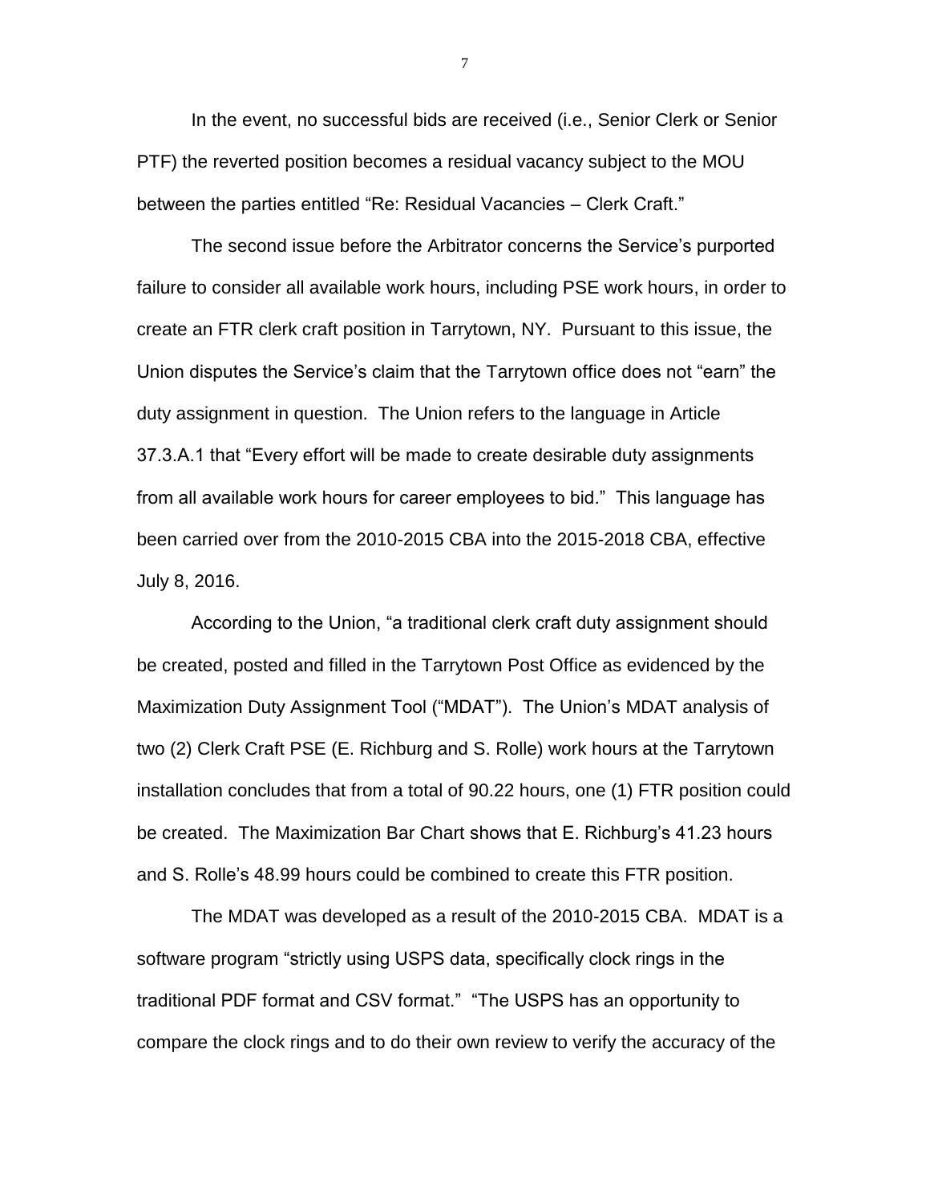In the event, no successful bids are received (i.e., Senior Clerk or Senior PTF) the reverted position becomes a residual vacancy subject to the MOU between the parties entitled "Re: Residual Vacancies – Clerk Craft."

The second issue before the Arbitrator concerns the Service's purported failure to consider all available work hours, including PSE work hours, in order to create an FTR clerk craft position in Tarrytown, NY. Pursuant to this issue, the Union disputes the Service's claim that the Tarrytown office does not "earn" the duty assignment in question. The Union refers to the language in Article 37.3.A.1 that "Every effort will be made to create desirable duty assignments from all available work hours for career employees to bid." This language has been carried over from the 2010-2015 CBA into the 2015-2018 CBA, effective July 8, 2016.

According to the Union, "a traditional clerk craft duty assignment should be created, posted and filled in the Tarrytown Post Office as evidenced by the Maximization Duty Assignment Tool ("MDAT"). The Union's MDAT analysis of two (2) Clerk Craft PSE (E. Richburg and S. Rolle) work hours at the Tarrytown installation concludes that from a total of 90.22 hours, one (1) FTR position could be created. The Maximization Bar Chart shows that E. Richburg's 41.23 hours and S. Rolle's 48.99 hours could be combined to create this FTR position.

The MDAT was developed as a result of the 2010-2015 CBA. MDAT is a software program "strictly using USPS data, specifically clock rings in the traditional PDF format and CSV format." "The USPS has an opportunity to compare the clock rings and to do their own review to verify the accuracy of the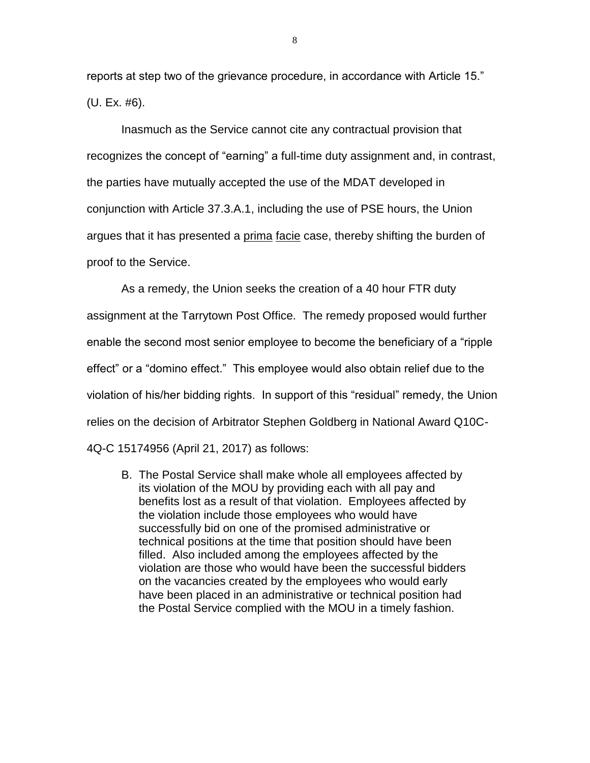reports at step two of the grievance procedure, in accordance with Article 15." (U. Ex. #6).

Inasmuch as the Service cannot cite any contractual provision that recognizes the concept of "earning" a full-time duty assignment and, in contrast, the parties have mutually accepted the use of the MDAT developed in conjunction with Article 37.3.A.1, including the use of PSE hours, the Union argues that it has presented a prima facie case, thereby shifting the burden of proof to the Service.

As a remedy, the Union seeks the creation of a 40 hour FTR duty assignment at the Tarrytown Post Office. The remedy proposed would further enable the second most senior employee to become the beneficiary of a "ripple effect" or a "domino effect." This employee would also obtain relief due to the violation of his/her bidding rights. In support of this "residual" remedy, the Union relies on the decision of Arbitrator Stephen Goldberg in National Award Q10C-4Q-C 15174956 (April 21, 2017) as follows:

> B. The Postal Service shall make whole all employees affected by its violation of the MOU by providing each with all pay and benefits lost as a result of that violation. Employees affected by the violation include those employees who would have successfully bid on one of the promised administrative or technical positions at the time that position should have been filled. Also included among the employees affected by the violation are those who would have been the successful bidders on the vacancies created by the employees who would early have been placed in an administrative or technical position had the Postal Service complied with the MOU in a timely fashion.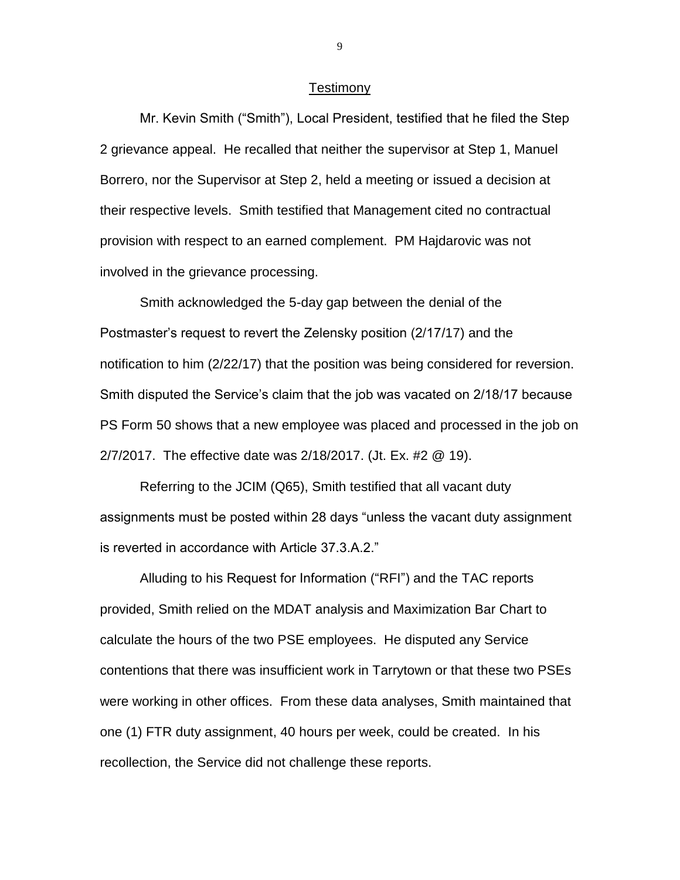## Testimony

Mr. Kevin Smith ("Smith"), Local President, testified that he filed the Step 2 grievance appeal. He recalled that neither the supervisor at Step 1, Manuel Borrero, nor the Supervisor at Step 2, held a meeting or issued a decision at their respective levels. Smith testified that Management cited no contractual provision with respect to an earned complement. PM Hajdarovic was not involved in the grievance processing.

Smith acknowledged the 5-day gap between the denial of the Postmaster's request to revert the Zelensky position (2/17/17) and the notification to him (2/22/17) that the position was being considered for reversion. Smith disputed the Service's claim that the job was vacated on 2/18/17 because PS Form 50 shows that a new employee was placed and processed in the job on 2/7/2017. The effective date was 2/18/2017. (Jt. Ex. #2 @ 19).

Referring to the JCIM (Q65), Smith testified that all vacant duty assignments must be posted within 28 days "unless the vacant duty assignment is reverted in accordance with Article 37.3.A.2."

Alluding to his Request for Information ("RFI") and the TAC reports provided, Smith relied on the MDAT analysis and Maximization Bar Chart to calculate the hours of the two PSE employees. He disputed any Service contentions that there was insufficient work in Tarrytown or that these two PSEs were working in other offices. From these data analyses, Smith maintained that one (1) FTR duty assignment, 40 hours per week, could be created. In his recollection, the Service did not challenge these reports.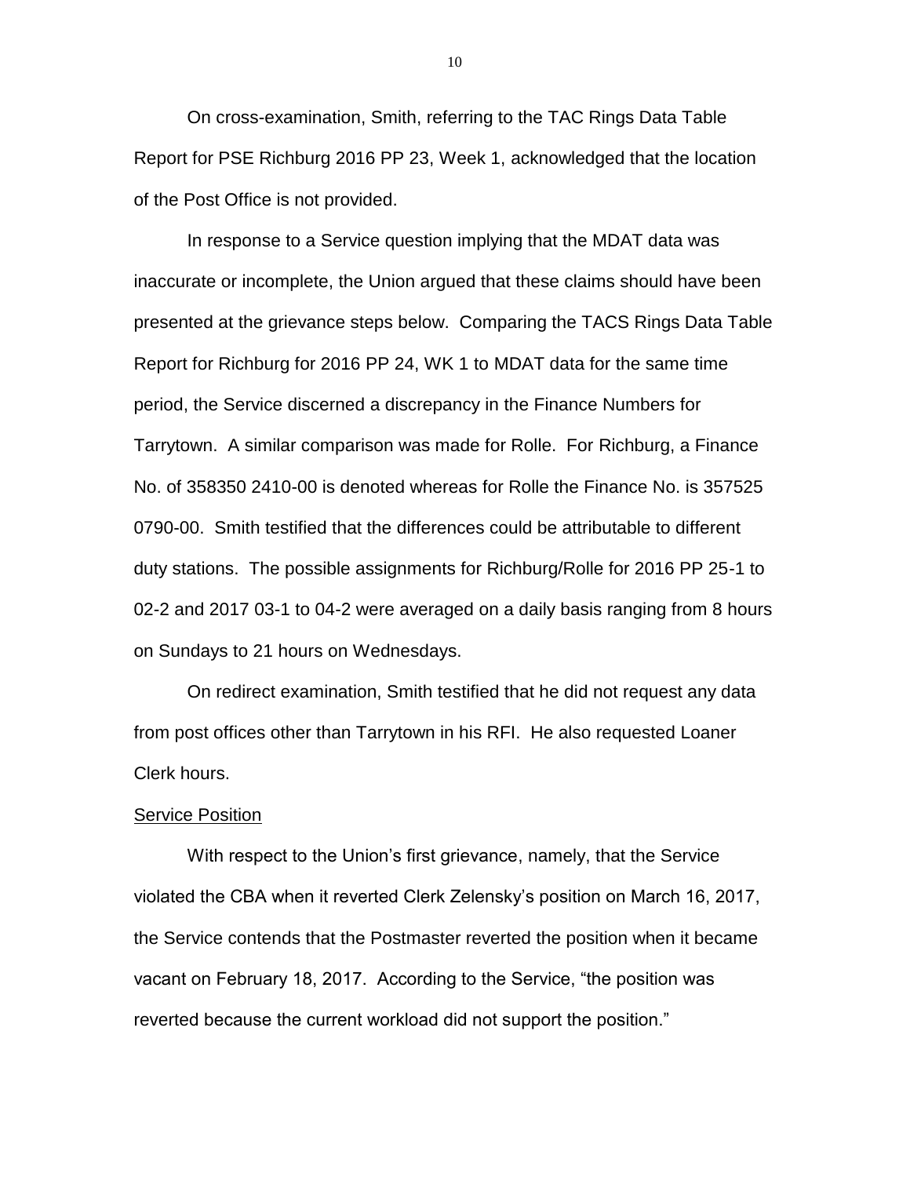On cross-examination, Smith, referring to the TAC Rings Data Table Report for PSE Richburg 2016 PP 23, Week 1, acknowledged that the location of the Post Office is not provided.

In response to a Service question implying that the MDAT data was inaccurate or incomplete, the Union argued that these claims should have been presented at the grievance steps below. Comparing the TACS Rings Data Table Report for Richburg for 2016 PP 24, WK 1 to MDAT data for the same time period, the Service discerned a discrepancy in the Finance Numbers for Tarrytown. A similar comparison was made for Rolle. For Richburg, a Finance No. of 358350 2410-00 is denoted whereas for Rolle the Finance No. is 357525 0790-00. Smith testified that the differences could be attributable to different duty stations. The possible assignments for Richburg/Rolle for 2016 PP 25-1 to 02-2 and 2017 03-1 to 04-2 were averaged on a daily basis ranging from 8 hours on Sundays to 21 hours on Wednesdays.

On redirect examination, Smith testified that he did not request any data from post offices other than Tarrytown in his RFI. He also requested Loaner Clerk hours.

<u>Service Position</u>

With respect to the Union's first grievance, namely, that the Service violated the CBA when it reverted Clerk Zelensky's position on March 16, 2017, the Service contends that the Postmaster reverted the position when it became vacant on February 18, 2017. According to the Service, "the position was reverted because the current workload did not support the position."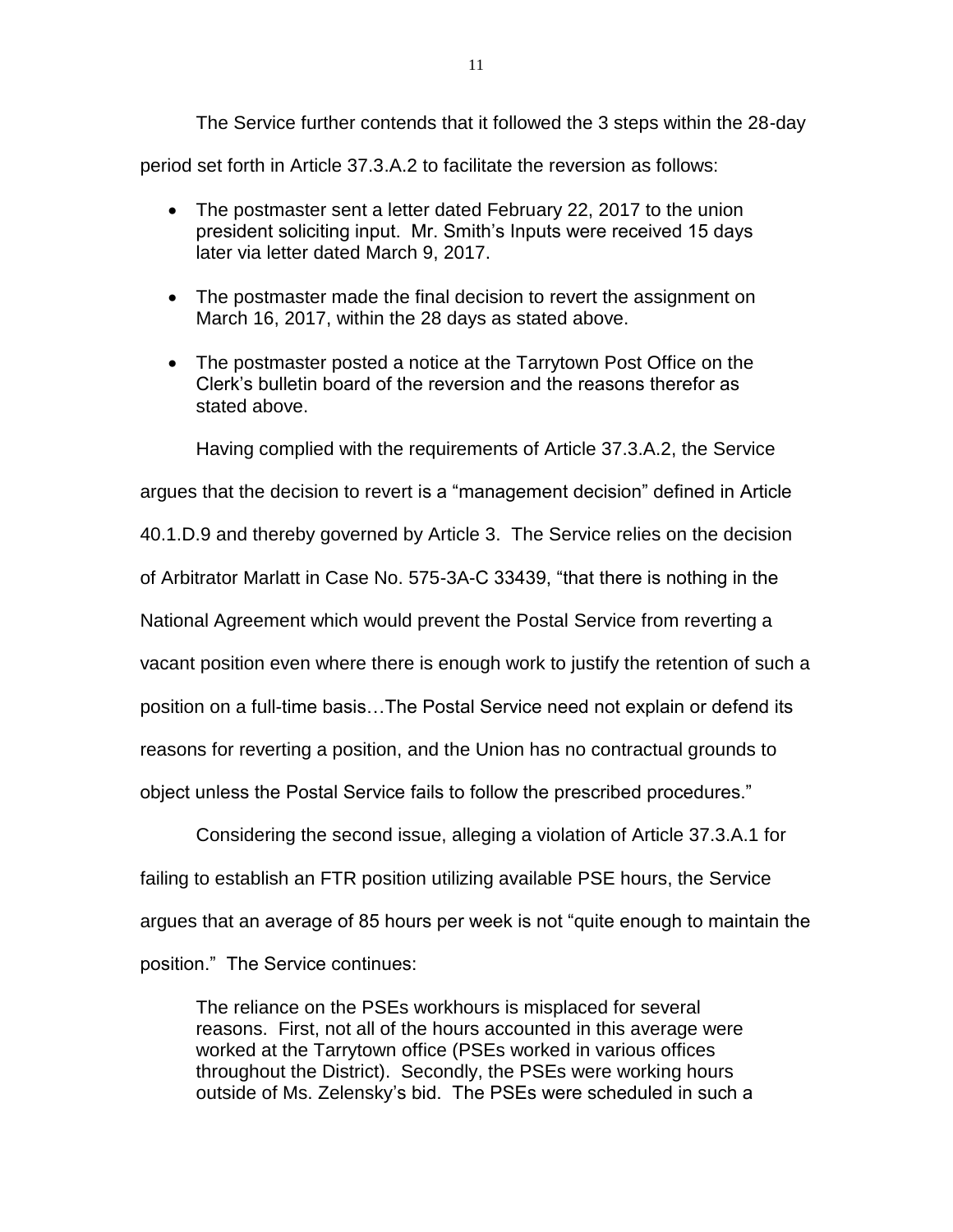The Service further contends that it followed the 3 steps within the 28-day period set forth in Article 37.3.A.2 to facilitate the reversion as follows:

- The postmaster sent a letter dated February 22, 2017 to the union president soliciting input. Mr. Smith's Inputs were received 15 days later via letter dated March 9, 2017.
- The postmaster made the final decision to revert the assignment on March 16, 2017, within the 28 days as stated above.
- The postmaster posted a notice at the Tarrytown Post Office on the Clerk's bulletin board of the reversion and the reasons therefor as stated above.

Having complied with the requirements of Article 37.3.A.2, the Service argues that the decision to revert is a "management decision" defined in Article 40.1.D.9 and thereby governed by Article 3. The Service relies on the decision of Arbitrator Marlatt in Case No. 575-3A-C 33439, "that there is nothing in the National Agreement which would prevent the Postal Service from reverting a vacant position even where there is enough work to justify the retention of such a position on a full-time basis…The Postal Service need not explain or defend its reasons for reverting a position, and the Union has no contractual grounds to object unless the Postal Service fails to follow the prescribed procedures."

Considering the second issue, alleging a violation of Article 37.3.A.1 for failing to establish an FTR position utilizing available PSE hours, the Service argues that an average of 85 hours per week is not "quite enough to maintain the position." The Service continues:

> The reliance on the PSEs workhours is misplaced for several reasons. First, not all of the hours accounted in this average were worked at the Tarrytown office (PSEs worked in various offices throughout the District). Secondly, the PSEs were working hours outside of Ms. Zelensky's bid. The PSEs were scheduled in such a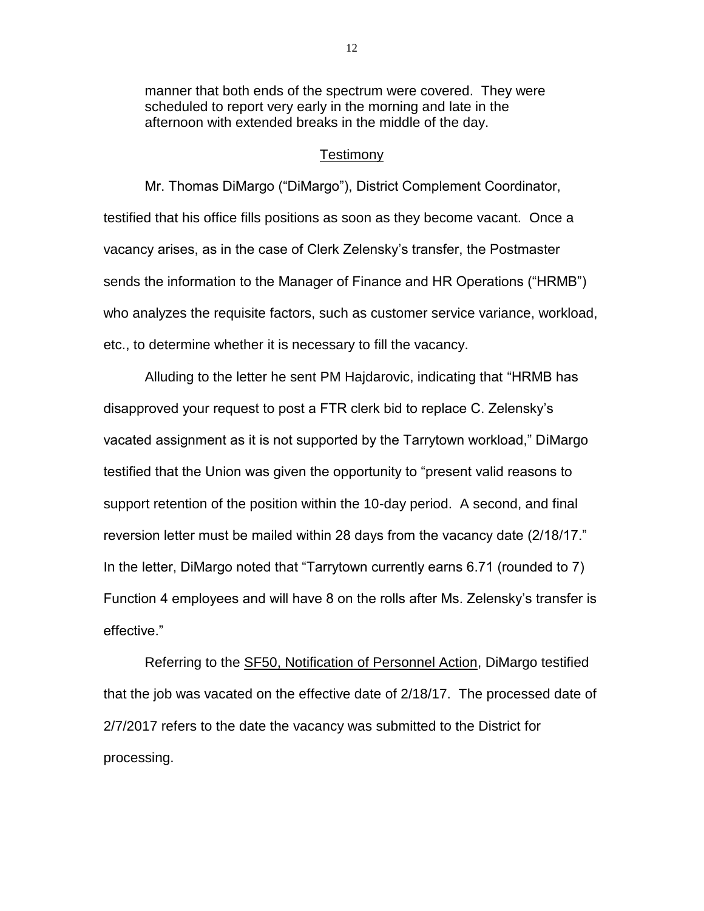> manner that both ends of the spectrum were covered. They were scheduled to report very early in the morning and late in the afternoon with extended breaks in the middle of the day.

<u>Testimony</u>

Mr. Thomas DiMargo ("DiMargo"), District Complement Coordinator, testified that his office fills positions as soon as they become vacant. Once a vacancy arises, as in the case of Clerk Zelensky's transfer, the Postmaster sends the information to the Manager of Finance and HR Operations ("HRMB") who analyzes the requisite factors, such as customer service variance, workload, etc., to determine whether it is necessary to fill the vacancy.

Alluding to the letter he sent PM Hajdarovic, indicating that "HRMB has disapproved your request to post a FTR clerk bid to replace C. Zelensky's vacated assignment as it is not supported by the Tarrytown workload," DiMargo testified that the Union was given the opportunity to "present valid reasons to support retention of the position within the 10-day period. A second, and final reversion letter must be mailed within 28 days from the vacancy date (2/18/17." In the letter, DiMargo noted that "Tarrytown currently earns 6.71 (rounded to 7) Function 4 employees and will have 8 on the rolls after Ms. Zelensky's transfer is effective."

Referring to the <u>SF50, Notification of Personnel Action</u>, DiMargo testified that the job was vacated on the effective date of 2/18/17. The processed date of 2/7/2017 refers to the date the vacancy was submitted to the District for processing.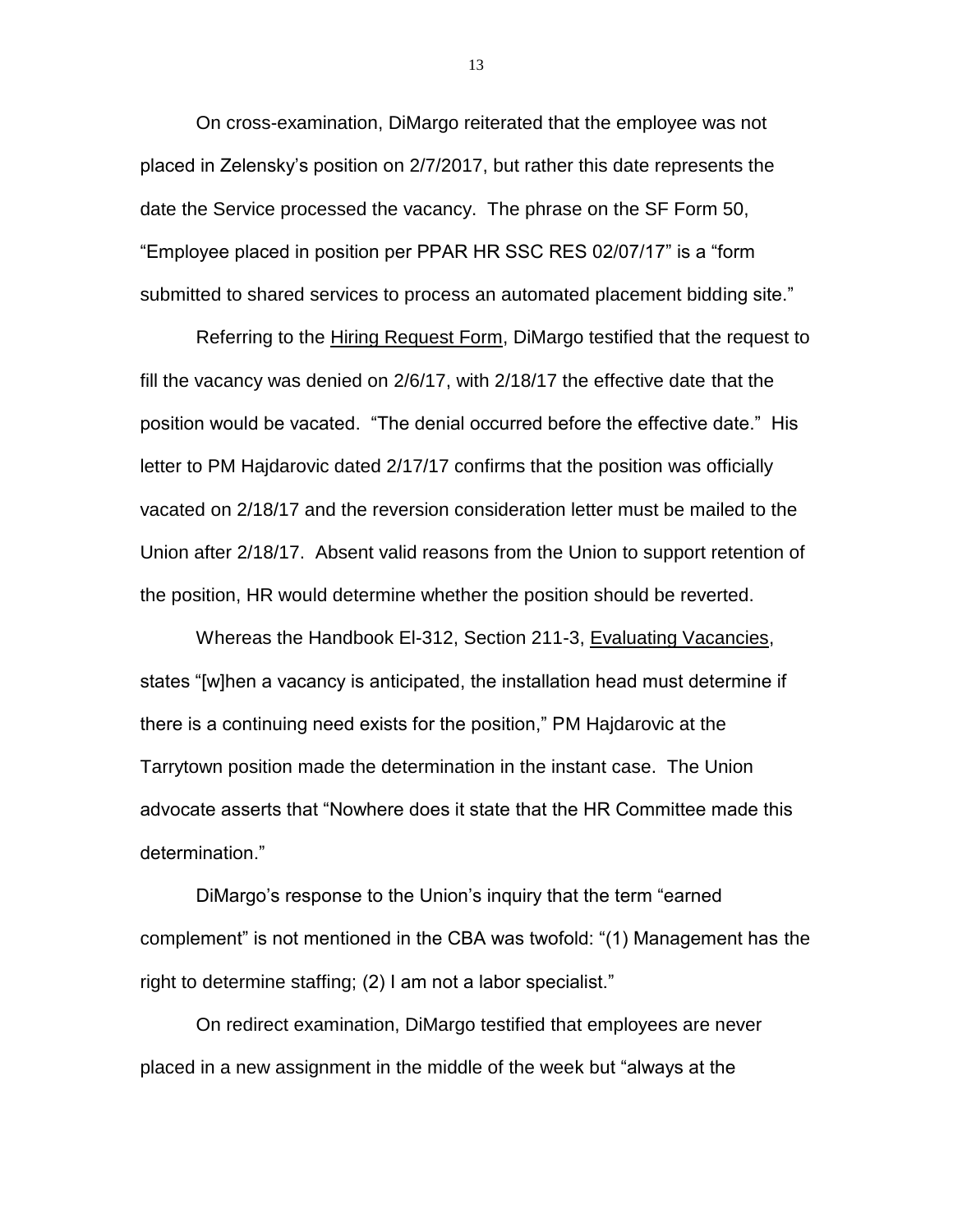On cross-examination, DiMargo reiterated that the employee was not placed in Zelensky's position on 2/7/2017, but rather this date represents the date the Service processed the vacancy. The phrase on the SF Form 50, "Employee placed in position per PPAR HR SSC RES 02/07/17" is a "form submitted to shared services to process an automated placement bidding site."

Referring to the Hiring Request Form, DiMargo testified that the request to fill the vacancy was denied on 2/6/17, with 2/18/17 the effective date that the position would be vacated. "The denial occurred before the effective date." His letter to PM Hajdarovic dated 2/17/17 confirms that the position was officially vacated on 2/18/17 and the reversion consideration letter must be mailed to the Union after 2/18/17. Absent valid reasons from the Union to support retention of the position, HR would determine whether the position should be reverted.

Whereas the Handbook El-312, Section 211-3, Evaluating Vacancies, states "[w]hen a vacancy is anticipated, the installation head must determine if there is a continuing need exists for the position," PM Hajdarovic at the Tarrytown position made the determination in the instant case. The Union advocate asserts that "Nowhere does it state that the HR Committee made this determination."

DiMargo's response to the Union's inquiry that the term "earned complement" is not mentioned in the CBA was twofold: "(1) Management has the right to determine staffing; (2) I am not a labor specialist."

On redirect examination, DiMargo testified that employees are never placed in a new assignment in the middle of the week but "always at the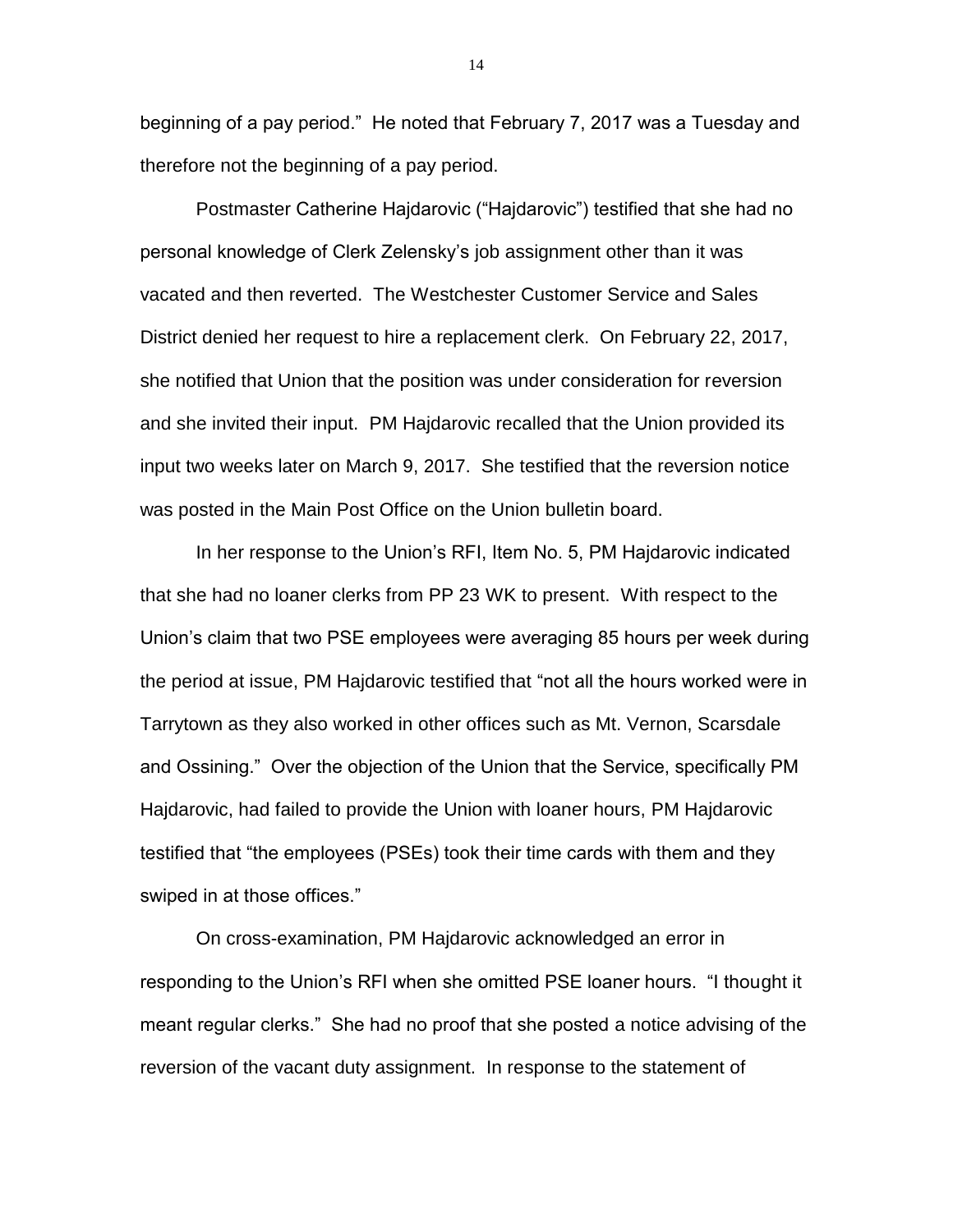beginning of a pay period." He noted that February 7, 2017 was a Tuesday and therefore not the beginning of a pay period.

Postmaster Catherine Hajdarovic ("Hajdarovic") testified that she had no personal knowledge of Clerk Zelensky's job assignment other than it was vacated and then reverted. The Westchester Customer Service and Sales District denied her request to hire a replacement clerk. On February 22, 2017, she notified that Union that the position was under consideration for reversion and she invited their input. PM Hajdarovic recalled that the Union provided its input two weeks later on March 9, 2017. She testified that the reversion notice was posted in the Main Post Office on the Union bulletin board.

In her response to the Union's RFI, Item No. 5, PM Hajdarovic indicated that she had no loaner clerks from PP 23 WK to present. With respect to the Union's claim that two PSE employees were averaging 85 hours per week during the period at issue, PM Hajdarovic testified that "not all the hours worked were in Tarrytown as they also worked in other offices such as Mt. Vernon, Scarsdale and Ossining." Over the objection of the Union that the Service, specifically PM Hajdarovic, had failed to provide the Union with loaner hours, PM Hajdarovic testified that "the employees (PSEs) took their time cards with them and they swiped in at those offices."

On cross-examination, PM Hajdarovic acknowledged an error in responding to the Union's RFI when she omitted PSE loaner hours. "I thought it meant regular clerks." She had no proof that she posted a notice advising of the reversion of the vacant duty assignment. In response to the statement of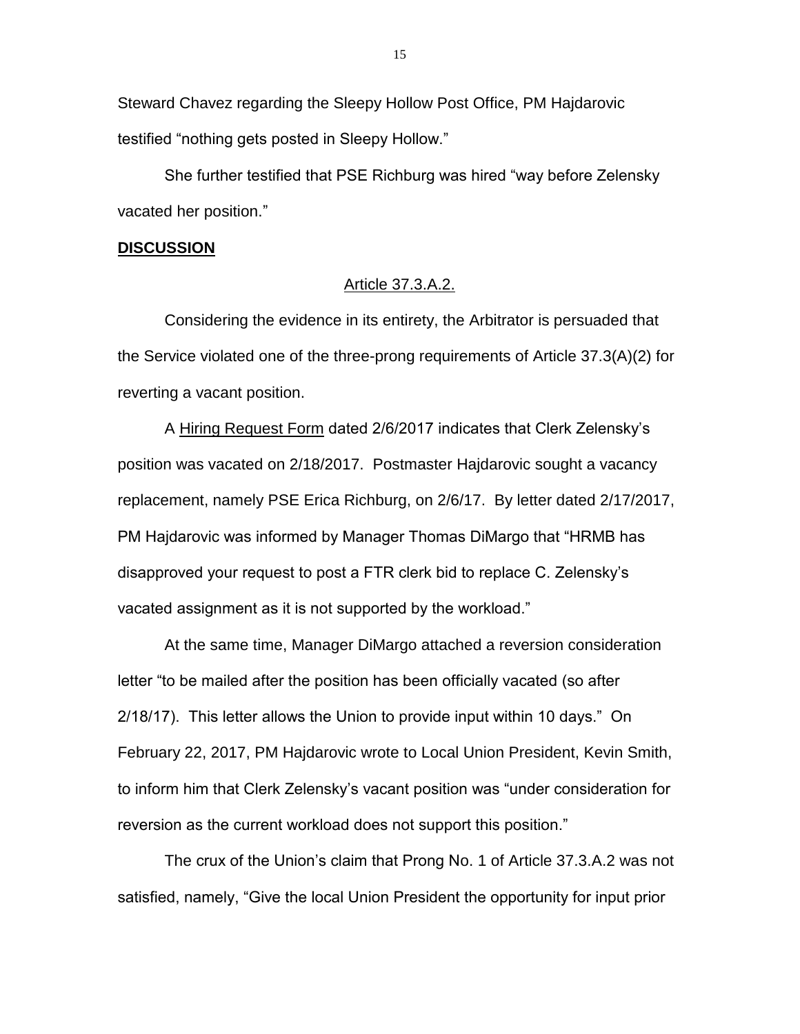Steward Chavez regarding the Sleepy Hollow Post Office, PM Hajdarovic testified "nothing gets posted in Sleepy Hollow."

She further testified that PSE Richburg was hired "way before Zelensky vacated her position."

## **DISCUSSION**

Article 37.3.A.2.

Considering the evidence in its entirety, the Arbitrator is persuaded that the Service violated one of the three-prong requirements of Article 37.3(A)(2) for reverting a vacant position.

A Hiring Request Form dated 2/6/2017 indicates that Clerk Zelensky's position was vacated on 2/18/2017. Postmaster Hajdarovic sought a vacancy replacement, namely PSE Erica Richburg, on 2/6/17. By letter dated 2/17/2017, PM Hajdarovic was informed by Manager Thomas DiMargo that "HRMB has disapproved your request to post a FTR clerk bid to replace C. Zelensky's vacated assignment as it is not supported by the workload."

At the same time, Manager DiMargo attached a reversion consideration letter "to be mailed after the position has been officially vacated (so after 2/18/17). This letter allows the Union to provide input within 10 days." On February 22, 2017, PM Hajdarovic wrote to Local Union President, Kevin Smith, to inform him that Clerk Zelensky's vacant position was "under consideration for reversion as the current workload does not support this position."

The crux of the Union's claim that Prong No. 1 of Article 37.3.A.2 was not satisfied, namely, "Give the local Union President the opportunity for input prior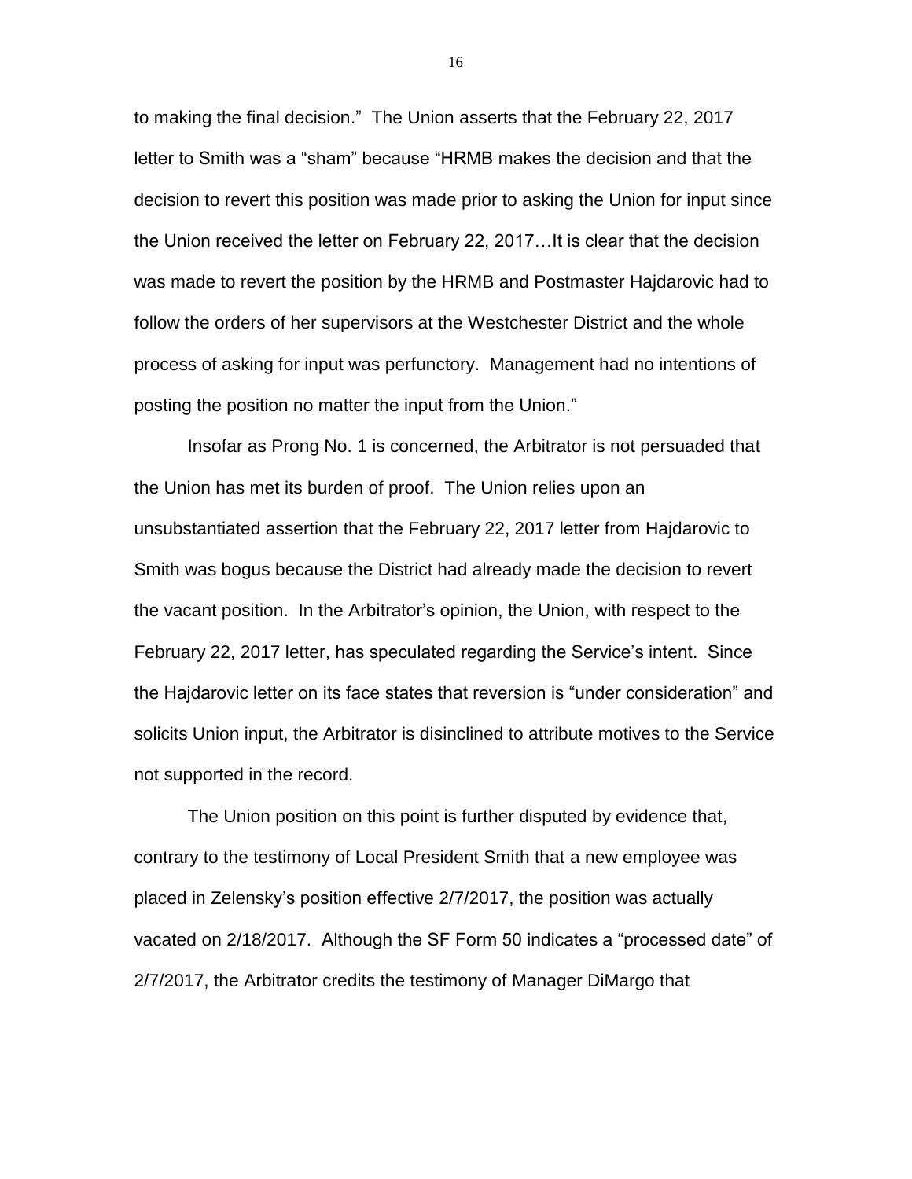to making the final decision." The Union asserts that the February 22, 2017 letter to Smith was a "sham" because "HRMB makes the decision and that the decision to revert this position was made prior to asking the Union for input since the Union received the letter on February 22, 2017…It is clear that the decision was made to revert the position by the HRMB and Postmaster Hajdarovic had to follow the orders of her supervisors at the Westchester District and the whole process of asking for input was perfunctory. Management had no intentions of posting the position no matter the input from the Union."

Insofar as Prong No. 1 is concerned, the Arbitrator is not persuaded that the Union has met its burden of proof. The Union relies upon an unsubstantiated assertion that the February 22, 2017 letter from Hajdarovic to Smith was bogus because the District had already made the decision to revert the vacant position. In the Arbitrator's opinion, the Union, with respect to the February 22, 2017 letter, has speculated regarding the Service's intent. Since the Hajdarovic letter on its face states that reversion is "under consideration" and solicits Union input, the Arbitrator is disinclined to attribute motives to the Service not supported in the record.

The Union position on this point is further disputed by evidence that, contrary to the testimony of Local President Smith that a new employee was placed in Zelensky's position effective 2/7/2017, the position was actually vacated on 2/18/2017. Although the SF Form 50 indicates a "processed date" of 2/7/2017, the Arbitrator credits the testimony of Manager DiMargo that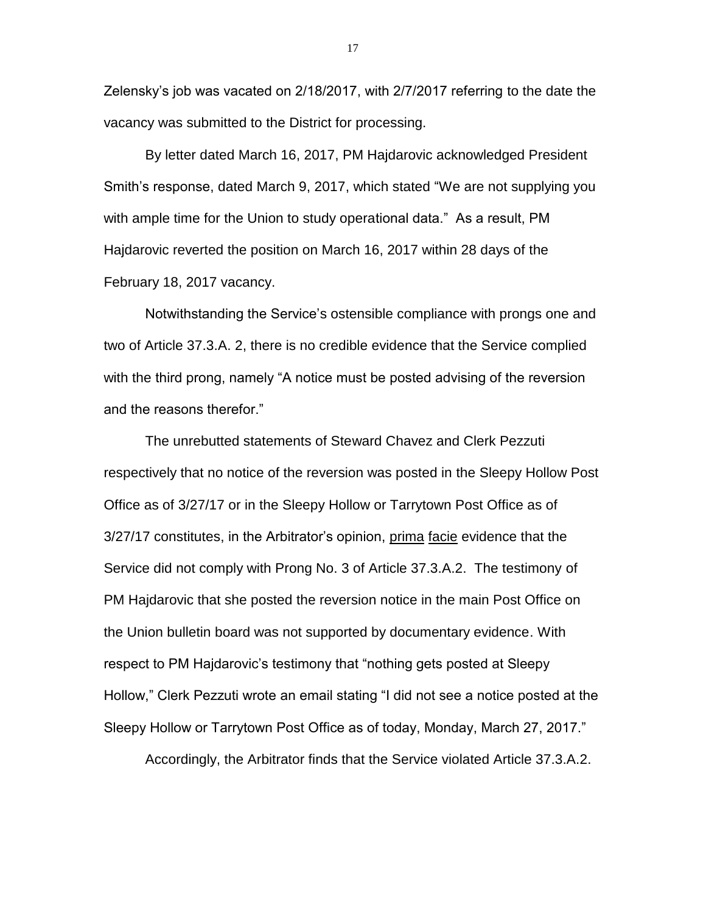Zelensky's job was vacated on 2/18/2017, with 2/7/2017 referring to the date the vacancy was submitted to the District for processing.

By letter dated March 16, 2017, PM Hajdarovic acknowledged President Smith's response, dated March 9, 2017, which stated "We are not supplying you with ample time for the Union to study operational data." As a result, PM Hajdarovic reverted the position on March 16, 2017 within 28 days of the February 18, 2017 vacancy.

Notwithstanding the Service's ostensible compliance with prongs one and two of Article 37.3.A. 2, there is no credible evidence that the Service complied with the third prong, namely "A notice must be posted advising of the reversion and the reasons therefor."

The unrebutted statements of Steward Chavez and Clerk Pezzuti respectively that no notice of the reversion was posted in the Sleepy Hollow Post Office as of 3/27/17 or in the Sleepy Hollow or Tarrytown Post Office as of 3/27/17 constitutes, in the Arbitrator's opinion, <u>prima</u> <u>facie</u> evidence that the Service did not comply with Prong No. 3 of Article 37.3.A.2. The testimony of PM Hajdarovic that she posted the reversion notice in the main Post Office on the Union bulletin board was not supported by documentary evidence. With respect to PM Hajdarovic's testimony that "nothing gets posted at Sleepy Hollow," Clerk Pezzuti wrote an email stating "I did not see a notice posted at the Sleepy Hollow or Tarrytown Post Office as of today, Monday, March 27, 2017."

Accordingly, the Arbitrator finds that the Service violated Article 37.3.A.2.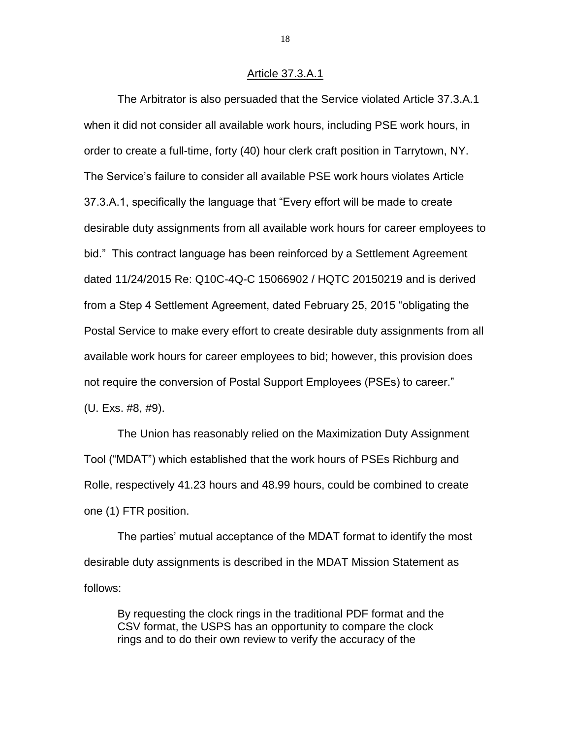Article 37.3.A.1

The Arbitrator is also persuaded that the Service violated Article 37.3.A.1 when it did not consider all available work hours, including PSE work hours, in order to create a full-time, forty (40) hour clerk craft position in Tarrytown, NY. The Service's failure to consider all available PSE work hours violates Article 37.3.A.1, specifically the language that "Every effort will be made to create desirable duty assignments from all available work hours for career employees to bid." This contract language has been reinforced by a Settlement Agreement dated 11/24/2015 Re: Q10C-4Q-C 15066902 / HQTC 20150219 and is derived from a Step 4 Settlement Agreement, dated February 25, 2015 "obligating the Postal Service to make every effort to create desirable duty assignments from all available work hours for career employees to bid; however, this provision does not require the conversion of Postal Support Employees (PSEs) to career." (U. Exs. #8, #9).

The Union has reasonably relied on the Maximization Duty Assignment Tool ("MDAT") which established that the work hours of PSEs Richburg and Rolle, respectively 41.23 hours and 48.99 hours, could be combined to create one (1) FTR position.

The parties' mutual acceptance of the MDAT format to identify the most desirable duty assignments is described in the MDAT Mission Statement as follows:

> By requesting the clock rings in the traditional PDF format and the CSV format, the USPS has an opportunity to compare the clock rings and to do their own review to verify the accuracy of the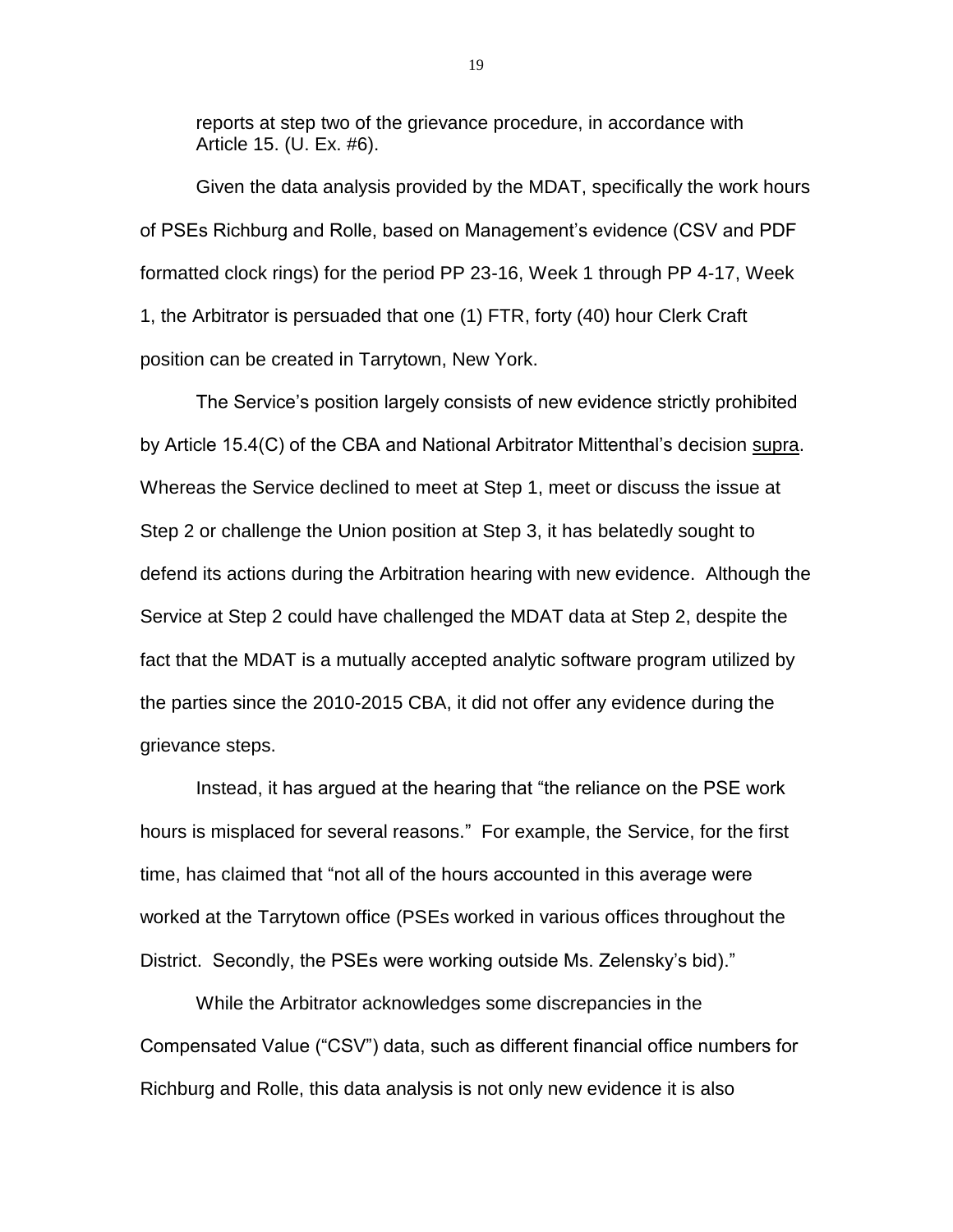reports at step two of the grievance procedure, in accordance with Article 15. (U. Ex. #6).

Given the data analysis provided by the MDAT, specifically the work hours of PSEs Richburg and Rolle, based on Management's evidence (CSV and PDF formatted clock rings) for the period PP 23-16, Week 1 through PP 4-17, Week 1, the Arbitrator is persuaded that one (1) FTR, forty (40) hour Clerk Craft position can be created in Tarrytown, New York.

The Service's position largely consists of new evidence strictly prohibited by Article 15.4(C) of the CBA and National Arbitrator Mittenthal's decision supra. Whereas the Service declined to meet at Step 1, meet or discuss the issue at Step 2 or challenge the Union position at Step 3, it has belatedly sought to defend its actions during the Arbitration hearing with new evidence. Although the Service at Step 2 could have challenged the MDAT data at Step 2, despite the fact that the MDAT is a mutually accepted analytic software program utilized by the parties since the 2010-2015 CBA, it did not offer any evidence during the grievance steps.

Instead, it has argued at the hearing that "the reliance on the PSE work hours is misplaced for several reasons." For example, the Service, for the first time, has claimed that "not all of the hours accounted in this average were worked at the Tarrytown office (PSEs worked in various offices throughout the District. Secondly, the PSEs were working outside Ms. Zelensky's bid)."

While the Arbitrator acknowledges some discrepancies in the Compensated Value ("CSV") data, such as different financial office numbers for Richburg and Rolle, this data analysis is not only new evidence it is also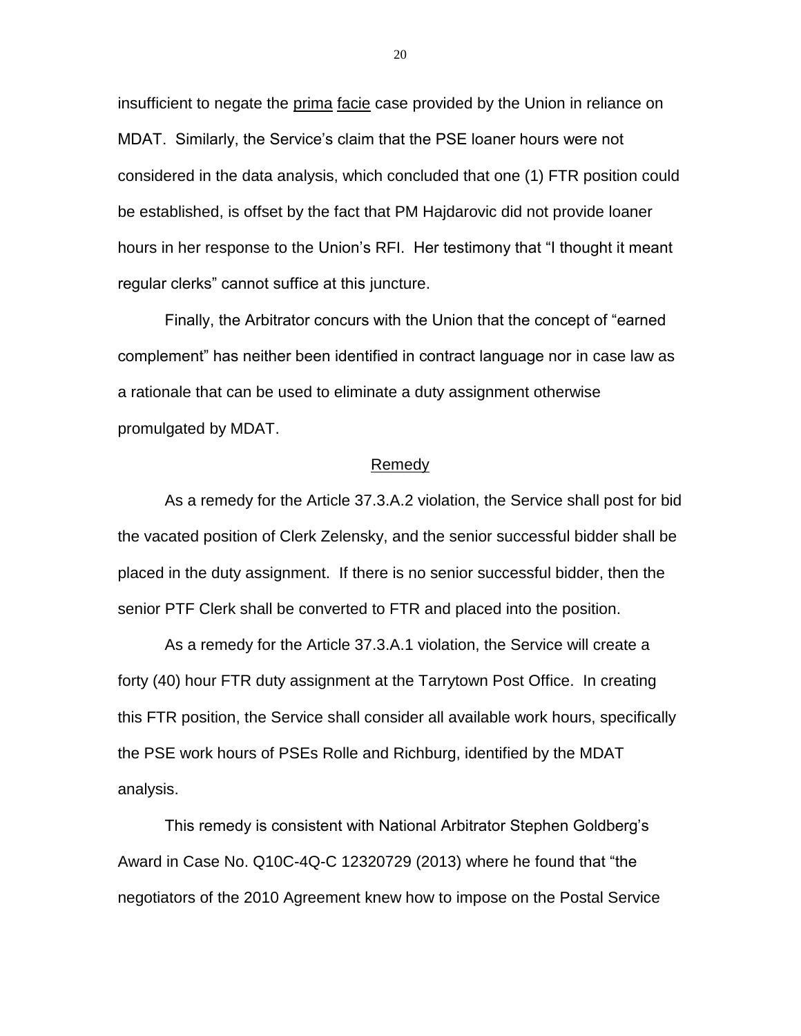insufficient to negate the prima facie case provided by the Union in reliance on MDAT. Similarly, the Service's claim that the PSE loaner hours were not considered in the data analysis, which concluded that one (1) FTR position could be established, is offset by the fact that PM Hajdarovic did not provide loaner hours in her response to the Union's RFI. Her testimony that "I thought it meant regular clerks" cannot suffice at this juncture.

Finally, the Arbitrator concurs with the Union that the concept of "earned complement" has neither been identified in contract language nor in case law as a rationale that can be used to eliminate a duty assignment otherwise promulgated by MDAT.

## Remedy

As a remedy for the Article 37.3.A.2 violation, the Service shall post for bid the vacated position of Clerk Zelensky, and the senior successful bidder shall be placed in the duty assignment. If there is no senior successful bidder, then the senior PTF Clerk shall be converted to FTR and placed into the position.

As a remedy for the Article 37.3.A.1 violation, the Service will create a forty (40) hour FTR duty assignment at the Tarrytown Post Office. In creating this FTR position, the Service shall consider all available work hours, specifically the PSE work hours of PSEs Rolle and Richburg, identified by the MDAT analysis.

This remedy is consistent with National Arbitrator Stephen Goldberg's Award in Case No. Q10C-4Q-C 12320729 (2013) where he found that "the negotiators of the 2010 Agreement knew how to impose on the Postal Service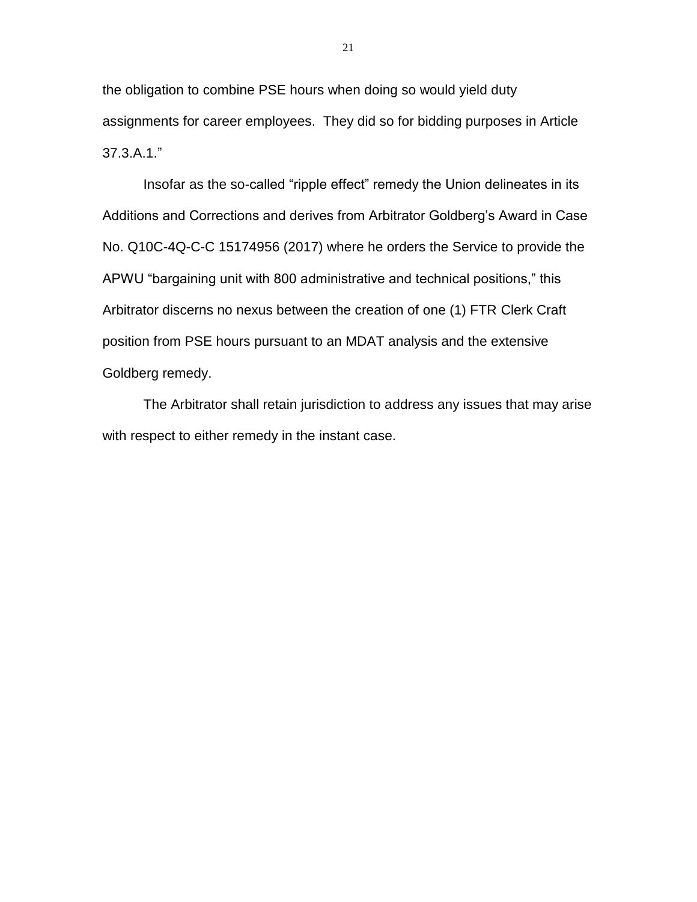the obligation to combine PSE hours when doing so would yield duty assignments for career employees. They did so for bidding purposes in Article 37.3.A.1."

Insofar as the so-called "ripple effect" remedy the Union delineates in its Additions and Corrections and derives from Arbitrator Goldberg's Award in Case No. Q10C-4Q-C-C 15174956 (2017) where he orders the Service to provide the APWU "bargaining unit with 800 administrative and technical positions," this Arbitrator discerns no nexus between the creation of one (1) FTR Clerk Craft position from PSE hours pursuant to an MDAT analysis and the extensive Goldberg remedy.

The Arbitrator shall retain jurisdiction to address any issues that may arise with respect to either remedy in the instant case.